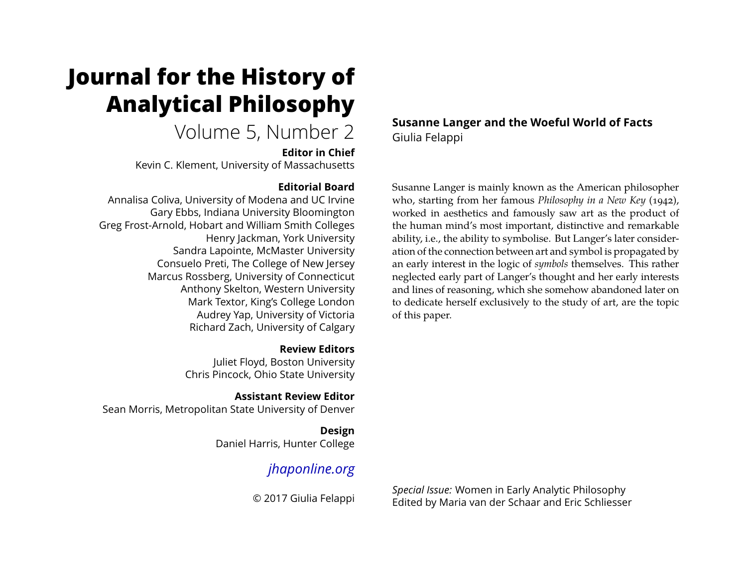# Journal for the History of Analytical Philosophy

Volume 5, Number 2

**Editor in Chief**
Kevin C. Klement, University of Massachusetts

**Editorial Board**
Annalisa Coliva, University of Modena and UC Irvine
Gary Ebbs, Indiana University Bloomington
Greg Frost-Arnold, Hobart and William Smith Colleges
Henry Jackman, York University
Sandra Lapointe, McMaster University
Consuelo Preti, The College of New Jersey
Marcus Rossberg, University of Connecticut
Anthony Skelton, Western University
Mark Textor, King's College London
Audrey Yap, University of Victoria
Richard Zach, University of Calgary

**Review Editors**
Juliet Floyd, Boston University
Chris Pincock, Ohio State University

**Assistant Review Editor**
Sean Morris, Metropolitan State University of Denver

**Design**
Daniel Harris, Hunter College

*jhaponline.org*

© 2017 Giulia Felappi

## Susanne Langer and the Woeful World of Facts

Giulia Felappi

Susanne Langer is mainly known as the American philosopher who, starting from her famous *Philosophy in a New Key* (1942), worked in aesthetics and famously saw art as the product of the human mind's most important, distinctive and remarkable ability, i.e., the ability to symbolise. But Langer's later consideration of the connection between art and symbol is propagated by an early interest in the logic of *symbols* themselves. This rather neglected early part of Langer's thought and her early interests and lines of reasoning, which she somehow abandoned later on to dedicate herself exclusively to the study of art, are the topic of this paper.

*Special Issue:* Women in Early Analytic Philosophy
Edited by Maria van der Schaar and Eric Schliesser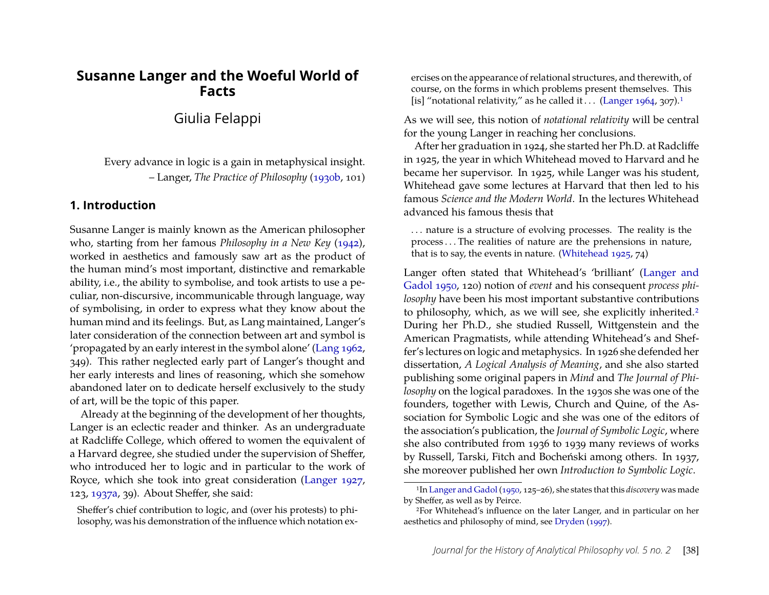# Susanne Langer and the Woeful World of Facts

Giulia Felappi

> Every advance in logic is a gain in metaphysical insight.
> – Langer, *The Practice of Philosophy* (1930b, 101)

## 1. Introduction

Susanne Langer is mainly known as the American philosopher who, starting from her famous *Philosophy in a New Key* (1942), worked in aesthetics and famously saw art as the product of the human mind's most important, distinctive and remarkable ability, i.e., the ability to symbolise, and took artists to use a peculiar, non-discursive, incommunicable through language, way of symbolising, in order to express what they know about the human mind and its feelings. But, as Lang maintained, Langer's later consideration of the connection between art and symbol is 'propagated by an early interest in the symbol alone' (Lang 1962, 349). This rather neglected early part of Langer's thought and her early interests and lines of reasoning, which she somehow abandoned later on to dedicate herself exclusively to the study of art, will be the topic of this paper.

Already at the beginning of the development of her thoughts, Langer is an eclectic reader and thinker. As an undergraduate at Radcliffe College, which offered to women the equivalent of a Harvard degree, she studied under the supervision of Sheffer, who introduced her to logic and in particular to the work of Royce, which she took into great consideration (Langer 1927, 123, 1937a, 39). About Sheffer, she said:

> Sheffer's chief contribution to logic, and (over his protests) to philosophy, was his demonstration of the influence which notation exercises on the appearance of relational structures, and therewith, of course, on the forms in which problems present themselves. This [is] "notational relativity," as he called it . . . (Langer 1964, 307).[1]

As we will see, this notion of *notational relativity* will be central for the young Langer in reaching her conclusions.

After her graduation in 1924, she started her Ph.D. at Radcliffe in 1925, the year in which Whitehead moved to Harvard and he became her supervisor. In 1925, while Langer was his student, Whitehead gave some lectures at Harvard that then led to his famous *Science and the Modern World*. In the lectures Whitehead advanced his famous thesis that

> . . . nature is a structure of evolving processes. The reality is the process . . . The realities of nature are the prehensions in nature, that is to say, the events in nature. (Whitehead 1925, 74)

Langer often stated that Whitehead's 'brilliant' (Langer and Gadol 1950, 120) notion of *event* and his consequent *process philosophy* have been his most important substantive contributions to philosophy, which, as we will see, she explicitly inherited.[2] During her Ph.D., she studied Russell, Wittgenstein and the American Pragmatists, while attending Whitehead's and Sheffer's lectures on logic and metaphysics. In 1926 she defended her dissertation, *A Logical Analysis of Meaning*, and she also started publishing some original papers in *Mind* and *The Journal of Philosophy* on the logical paradoxes. In the 1930s she was one of the founders, together with Lewis, Church and Quine, of the Association for Symbolic Logic and she was one of the editors of the association's publication, the *Journal of Symbolic Logic*, where she also contributed from 1936 to 1939 many reviews of works by Russell, Tarski, Fitch and Bocheński among others. In 1937, she moreover published her own *Introduction to Symbolic Logic*.

[1] In Langer and Gadol (1950, 125–26), she states that this *discovery* was made by Sheffer, as well as by Peirce.

[2] For Whitehead's influence on the later Langer, and in particular on her aesthetics and philosophy of mind, see Dryden (1997).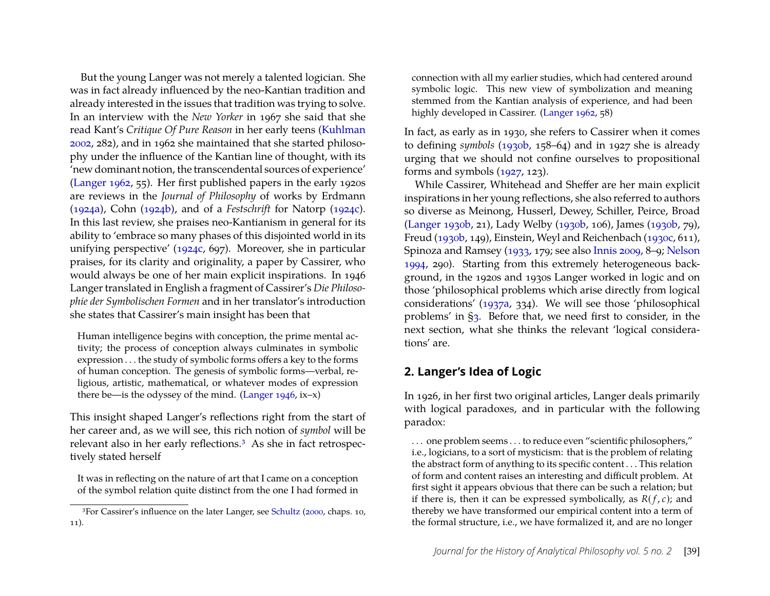But the young Langer was not merely a talented logician. She was in fact already influenced by the neo-Kantian tradition and already interested in the issues that tradition was trying to solve. In an interview with the *New Yorker* in 1967 she said that she read Kant's *Critique Of Pure Reason* in her early teens (Kuhlman 2002, 282), and in 1962 she maintained that she started philosophy under the influence of the Kantian line of thought, with its 'new dominant notion, the transcendental sources of experience' (Langer 1962, 55). Her first published papers in the early 1920s are reviews in the *Journal of Philosophy* of works by Erdmann (1924a), Cohn (1924b), and of a *Festschrift* for Natorp (1924c). In this last review, she praises neo-Kantianism in general for its ability to 'embrace so many phases of this disjointed world in its unifying perspective' (1924c, 697). Moreover, she in particular praises, for its clarity and originality, a paper by Cassirer, who would always be one of her main explicit inspirations. In 1946 Langer translated in English a fragment of Cassirer's *Die Philosophie der Symbolischen Formen* and in her translator's introduction she states that Cassirer's main insight has been that

> Human intelligence begins with conception, the prime mental activity; the process of conception always culminates in symbolic expression . . . the study of symbolic forms offers a key to the forms of human conception. The genesis of symbolic forms—verbal, religious, artistic, mathematical, or whatever modes of expression there be—is the odyssey of the mind. (Langer 1946, ix–x)

This insight shaped Langer's reflections right from the start of her career and, as we will see, this rich notion of *symbol* will be relevant also in her early reflections.[3] As she in fact retrospectively stated herself

> It was in reflecting on the nature of art that I came on a conception of the symbol relation quite distinct from the one I had formed in connection with all my earlier studies, which had centered around symbolic logic. This new view of symbolization and meaning stemmed from the Kantian analysis of experience, and had been highly developed in Cassirer. (Langer 1962, 58)

In fact, as early as in 1930, she refers to Cassirer when it comes to defining *symbols* (1930b, 158–64) and in 1927 she is already urging that we should not confine ourselves to propositional forms and symbols (1927, 123).

While Cassirer, Whitehead and Sheffer are her main explicit inspirations in her young reflections, she also referred to authors so diverse as Meinong, Husserl, Dewey, Schiller, Peirce, Broad (Langer 1930b, 21), Lady Welby (1930b, 106), James (1930b, 79), Freud (1930b, 149), Einstein, Weyl and Reichenbach (1930c, 611), Spinoza and Ramsey (1933, 179; see also Innis 2009, 8–9; Nelson 1994, 290). Starting from this extremely heterogeneous background, in the 1920s and 1930s Langer worked in logic and on those 'philosophical problems which arise directly from logical considerations' (1937a, 334). We will see those 'philosophical problems' in §3. Before that, we need first to consider, in the next section, what she thinks the relevant 'logical considerations' are.

## 2. Langer's Idea of Logic

In 1926, in her first two original articles, Langer deals primarily with logical paradoxes, and in particular with the following paradox:

> . . . one problem seems . . . to reduce even "scientific philosophers," i.e., logicians, to a sort of mysticism: that is the problem of relating the abstract form of anything to its specific content . . . This relation of form and content raises an interesting and difficult problem. At first sight it appears obvious that there can be such a relation; but if there is, then it can be expressed symbolically, as $R(f, c)$; and thereby we have transformed our empirical content into a term of the formal structure, i.e., we have formalized it, and are no longer

[3] For Cassirer's influence on the later Langer, see Schultz (2000, chaps. 10, 11).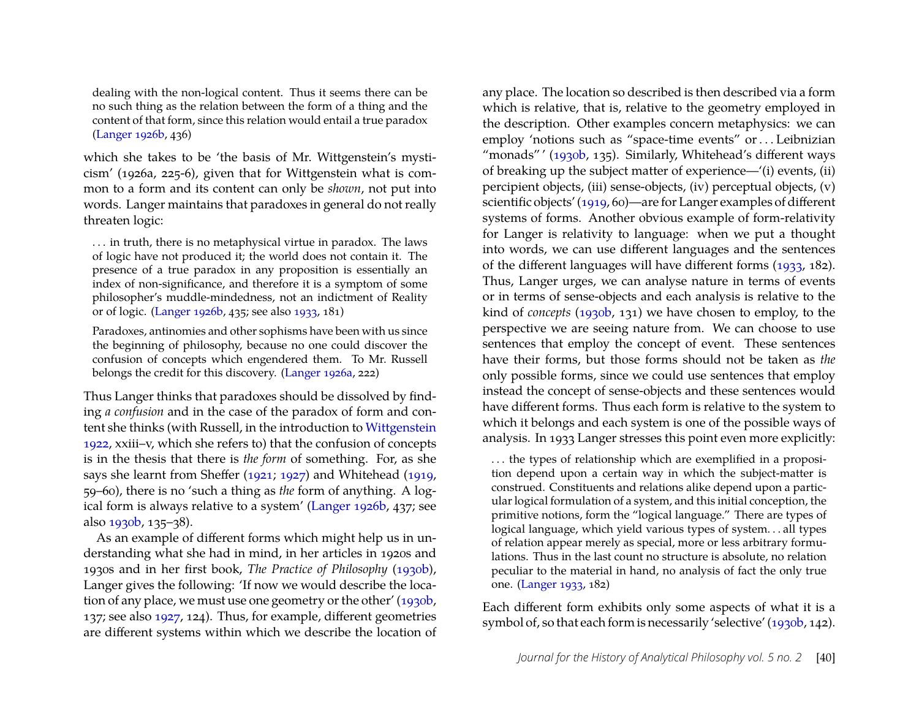> dealing with the non-logical content. Thus it seems there can be no such thing as the relation between the form of a thing and the content of that form, since this relation would entail a true paradox (Langer 1926b, 436)

which she takes to be 'the basis of Mr. Wittgenstein's mysticism' (1926a, 225-6), given that for Wittgenstein what is common to a form and its content can only be *shown*, not put into words. Langer maintains that paradoxes in general do not really threaten logic:

> . . . in truth, there is no metaphysical virtue in paradox. The laws of logic have not produced it; the world does not contain it. The presence of a true paradox in any proposition is essentially an index of non-significance, and therefore it is a symptom of some philosopher's muddle-mindedness, not an indictment of Reality or of logic. (Langer 1926b, 435; see also 1933, 181)

> Paradoxes, antinomies and other sophisms have been with us since the beginning of philosophy, because no one could discover the confusion of concepts which engendered them. To Mr. Russell belongs the credit for this discovery. (Langer 1926a, 222)

Thus Langer thinks that paradoxes should be dissolved by finding *a confusion* and in the case of the paradox of form and content she thinks (with Russell, in the introduction to Wittgenstein 1922, xxiii–v, which she refers to) that the confusion of concepts is in the thesis that there is *the form* of something. For, as she says she learnt from Sheffer (1921; 1927) and Whitehead (1919, 59–60), there is no 'such a thing as *the* form of anything. A logical form is always relative to a system' (Langer 1926b, 437; see also 1930b, 135–38).

As an example of different forms which might help us in understanding what she had in mind, in her articles in 1920s and 1930s and in her first book, *The Practice of Philosophy* (1930b), Langer gives the following: 'If now we would describe the location of any place, we must use one geometry or the other' (1930b, 137; see also 1927, 124). Thus, for example, different geometries are different systems within which we describe the location of any place. The location so described is then described via a form which is relative, that is, relative to the geometry employed in the description. Other examples concern metaphysics: we can employ 'notions such as "space-time events" or . . . Leibnizian "monads" ' (1930b, 135). Similarly, Whitehead's different ways of breaking up the subject matter of experience—'(i) events, (ii) percipient objects, (iii) sense-objects, (iv) perceptual objects, (v) scientific objects' (1919, 60)—are for Langer examples of different systems of forms. Another obvious example of form-relativity for Langer is relativity to language: when we put a thought into words, we can use different languages and the sentences of the different languages will have different forms (1933, 182). Thus, Langer urges, we can analyse nature in terms of events or in terms of sense-objects and each analysis is relative to the kind of *concepts* (1930b, 131) we have chosen to employ, to the perspective we are seeing nature from. We can choose to use sentences that employ the concept of event. These sentences have their forms, but those forms should not be taken as *the* only possible forms, since we could use sentences that employ instead the concept of sense-objects and these sentences would have different forms. Thus each form is relative to the system to which it belongs and each system is one of the possible ways of analysis. In 1933 Langer stresses this point even more explicitly:

> . . . the types of relationship which are exemplified in a proposition depend upon a certain way in which the subject-matter is construed. Constituents and relations alike depend upon a particular logical formulation of a system, and this initial conception, the primitive notions, form the "logical language." There are types of logical language, which yield various types of system. . . all types of relation appear merely as special, more or less arbitrary formulations. Thus in the last count no structure is absolute, no relation peculiar to the material in hand, no analysis of fact the only true one. (Langer 1933, 182)

Each different form exhibits only some aspects of what it is a symbol of, so that each form is necessarily 'selective' (1930b, 142).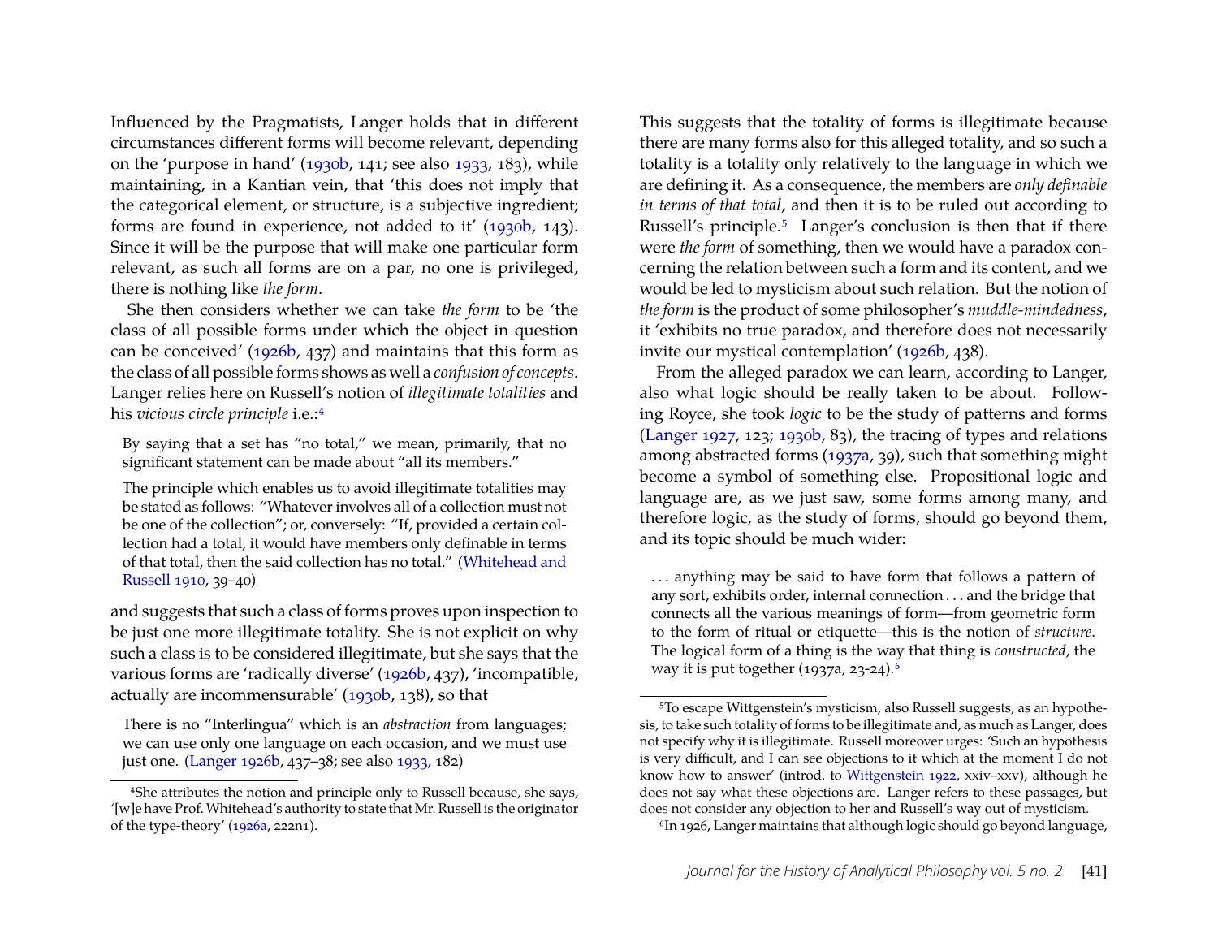Influenced by the Pragmatists, Langer holds that in different circumstances different forms will become relevant, depending on the 'purpose in hand' (1930b, 141; see also 1933, 183), while maintaining, in a Kantian vein, that 'this does not imply that the categorical element, or structure, is a subjective ingredient; forms are found in experience, not added to it' (1930b, 143). Since it will be the purpose that will make one particular form relevant, as such all forms are on a par, no one is privileged, there is nothing like *the form*.

She then considers whether we can take *the form* to be 'the class of all possible forms under which the object in question can be conceived' (1926b, 437) and maintains that this form as the class of all possible forms shows as well a *confusion of concepts*. Langer relies here on Russell's notion of *illegitimate totalities* and his *vicious circle principle* i.e.:[4]

> By saying that a set has "no total," we mean, primarily, that no significant statement can be made about "all its members."
>
> The principle which enables us to avoid illegitimate totalities may be stated as follows: "Whatever involves all of a collection must not be one of the collection"; or, conversely: "If, provided a certain collection had a total, it would have members only definable in terms of that total, then the said collection has no total." (Whitehead and Russell 1910, 39–40)

and suggests that such a class of forms proves upon inspection to be just one more illegitimate totality. She is not explicit on why such a class is to be considered illegitimate, but she says that the various forms are 'radically diverse' (1926b, 437), 'incompatible, actually are incommensurable' (1930b, 138), so that

> There is no "Interlingua" which is an *abstraction* from languages; we can use only one language on each occasion, and we must use just one. (Langer 1926b, 437–38; see also 1933, 182)

This suggests that the totality of forms is illegitimate because there are many forms also for this alleged totality, and so such a totality is a totality only relatively to the language in which we are defining it. As a consequence, the members are *only definable in terms of that total*, and then it is to be ruled out according to Russell's principle.[5] Langer's conclusion is then that if there were *the form* of something, then we would have a paradox concerning the relation between such a form and its content, and we would be led to mysticism about such relation. But the notion of *the form* is the product of some philosopher's *muddle-mindedness*, it 'exhibits no true paradox, and therefore does not necessarily invite our mystical contemplation' (1926b, 438).

From the alleged paradox we can learn, according to Langer, also what logic should be really taken to be about. Following Royce, she took *logic* to be the study of patterns and forms (Langer 1927, 123; 1930b, 83), the tracing of types and relations among abstracted forms (1937a, 39), such that something might become a symbol of something else. Propositional logic and language are, as we just saw, some forms among many, and therefore logic, as the study of forms, should go beyond them, and its topic should be much wider:

> . . . anything may be said to have form that follows a pattern of any sort, exhibits order, internal connection . . . and the bridge that connects all the various meanings of form—from geometric form to the form of ritual or etiquette—this is the notion of *structure*. The logical form of a thing is the way that thing is *constructed*, the way it is put together (1937a, 23-24).[6]

---

[4] She attributes the notion and principle only to Russell because, she says, '[w]e have Prof. Whitehead's authority to state that Mr. Russell is the originator of the type-theory' (1926a, 222n1).

[5] To escape Wittgenstein's mysticism, also Russell suggests, as an hypothesis, to take such totality of forms to be illegitimate and, as much as Langer, does not specify why it is illegitimate. Russell moreover urges: 'Such an hypothesis is very difficult, and I can see objections to it which at the moment I do not know how to answer' (introd. to Wittgenstein 1922, xxiv–xxv), although he does not say what these objections are. Langer refers to these passages, but does not consider any objection to her and Russell's way out of mysticism.

[6] In 1926, Langer maintains that although logic should go beyond language,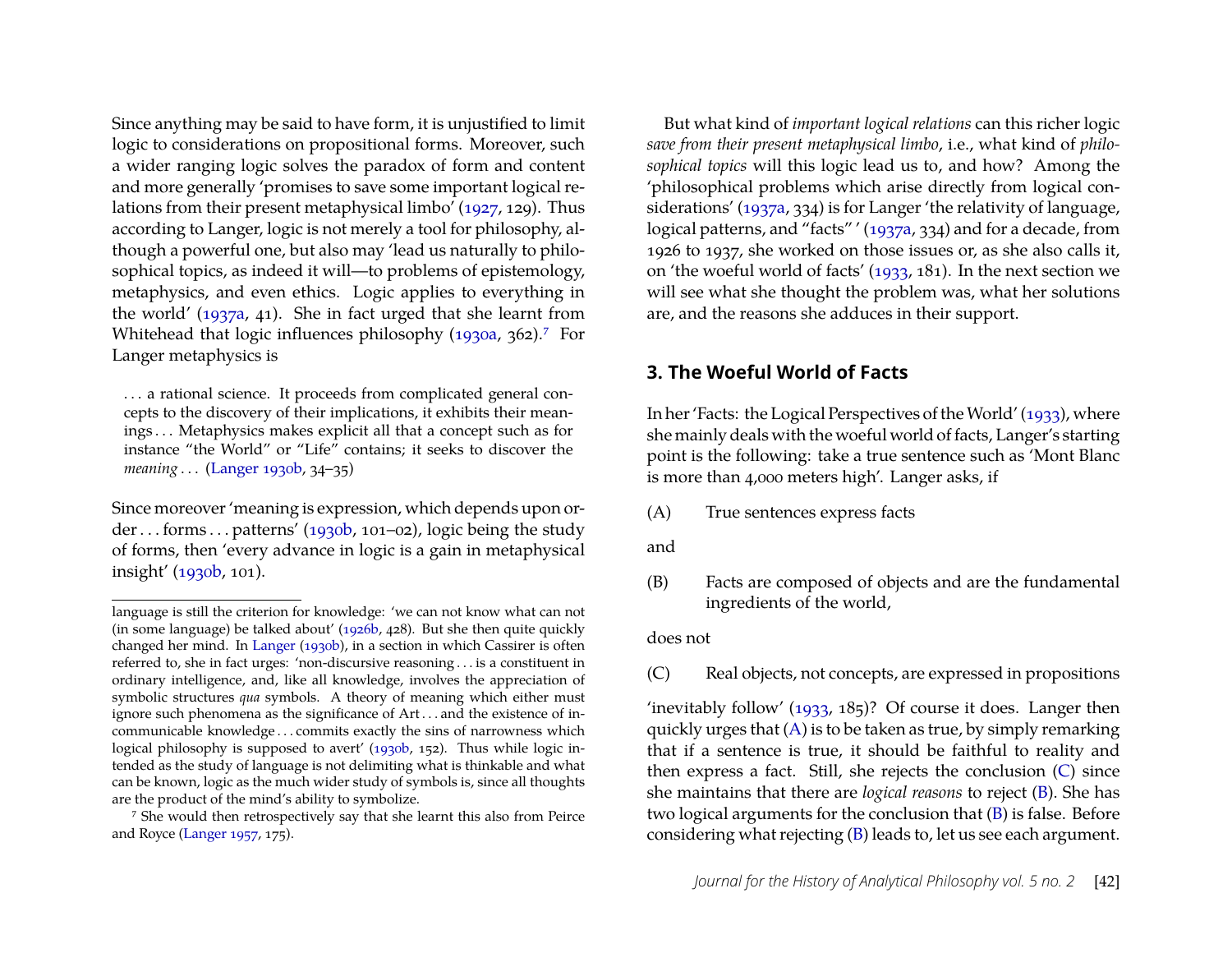Since anything may be said to have form, it is unjustified to limit logic to considerations on propositional forms. Moreover, such a wider ranging logic solves the paradox of form and content and more generally 'promises to save some important logical relations from their present metaphysical limbo' (1927, 129). Thus according to Langer, logic is not merely a tool for philosophy, although a powerful one, but also may 'lead us naturally to philosophical topics, as indeed it will—to problems of epistemology, metaphysics, and even ethics. Logic applies to everything in the world' (1937a, 41). She in fact urged that she learnt from Whitehead that logic influences philosophy (1930a, 362).[7] For Langer metaphysics is

> . . . a rational science. It proceeds from complicated general concepts to the discovery of their implications, it exhibits their meanings . . . Metaphysics makes explicit all that a concept such as for instance "the World" or "Life" contains; it seeks to discover the *meaning* . . . (Langer 1930b, 34–35)

Since moreover 'meaning is expression, which depends upon order . . . forms . . . patterns' (1930b, 101–02), logic being the study of forms, then 'every advance in logic is a gain in metaphysical insight' (1930b, 101).

But what kind of *important logical relations* can this richer logic *save from their present metaphysical limbo*, i.e., what kind of *philosophical topics* will this logic lead us to, and how? Among the 'philosophical problems which arise directly from logical considerations' (1937a, 334) is for Langer 'the relativity of language, logical patterns, and "facts" ' (1937a, 334) and for a decade, from 1926 to 1937, she worked on those issues or, as she also calls it, on 'the woeful world of facts' (1933, 181). In the next section we will see what she thought the problem was, what her solutions are, and the reasons she adduces in their support.

## 3. The Woeful World of Facts

In her 'Facts: the Logical Perspectives of the World' (1933), where she mainly deals with the woeful world of facts, Langer's starting point is the following: take a true sentence such as 'Mont Blanc is more than 4,000 meters high'. Langer asks, if

(A) True sentences express facts

and

(B) Facts are composed of objects and are the fundamental ingredients of the world,

does not

(C) Real objects, not concepts, are expressed in propositions

'inevitably follow' (1933, 185)? Of course it does. Langer then quickly urges that (A) is to be taken as true, by simply remarking that if a sentence is true, it should be faithful to reality and then express a fact. Still, she rejects the conclusion (C) since she maintains that there are *logical reasons* to reject (B). She has two logical arguments for the conclusion that (B) is false. Before considering what rejecting (B) leads to, let us see each argument.

---

language is still the criterion for knowledge: 'we can not know what can not (in some language) be talked about' (1926b, 428). But she then quite quickly changed her mind. In Langer (1930b), in a section in which Cassirer is often referred to, she in fact urges: 'non-discursive reasoning . . . is a constituent in ordinary intelligence, and, like all knowledge, involves the appreciation of symbolic structures *qua* symbols. A theory of meaning which either must ignore such phenomena as the significance of Art . . . and the existence of incommunicable knowledge . . . commits exactly the sins of narrowness which logical philosophy is supposed to avert' (1930b, 152). Thus while logic intended as the study of language is not delimiting what is thinkable and what can be known, logic as the much wider study of symbols is, since all thoughts are the product of the mind's ability to symbolize.

[7] She would then retrospectively say that she learnt this also from Peirce and Royce (Langer 1957, 175).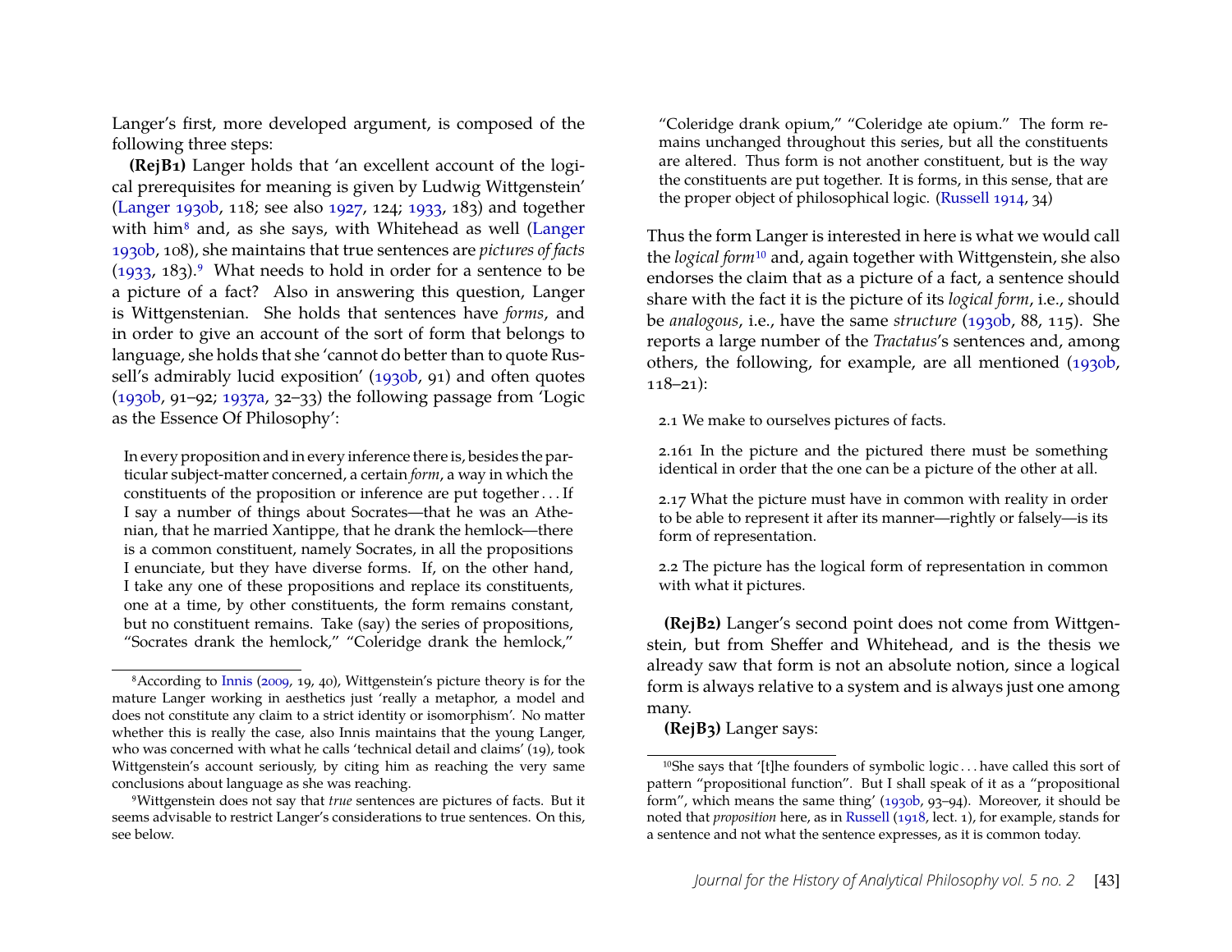Langer's first, more developed argument, is composed of the following three steps:

**(RejB1)** Langer holds that 'an excellent account of the logical prerequisites for meaning is given by Ludwig Wittgenstein' (Langer 1930b, 118; see also 1927, 124; 1933, 183) and together with him[8] and, as she says, with Whitehead as well (Langer 1930b, 108), she maintains that true sentences are *pictures of facts* (1933, 183).[9] What needs to hold in order for a sentence to be a picture of a fact? Also in answering this question, Langer is Wittgenstenian. She holds that sentences have *forms*, and in order to give an account of the sort of form that belongs to language, she holds that she 'cannot do better than to quote Russell's admirably lucid exposition' (1930b, 91) and often quotes (1930b, 91–92; 1937a, 32–33) the following passage from 'Logic as the Essence Of Philosophy':

> In every proposition and in every inference there is, besides the particular subject-matter concerned, a certain *form*, a way in which the constituents of the proposition or inference are put together . . . If I say a number of things about Socrates—that he was an Athenian, that he married Xantippe, that he drank the hemlock—there is a common constituent, namely Socrates, in all the propositions I enunciate, but they have diverse forms. If, on the other hand, I take any one of these propositions and replace its constituents, one at a time, by other constituents, the form remains constant, but no constituent remains. Take (say) the series of propositions, "Socrates drank the hemlock," "Coleridge drank the hemlock," "Coleridge drank opium," "Coleridge ate opium." The form remains unchanged throughout this series, but all the constituents are altered. Thus form is not another constituent, but is the way the constituents are put together. It is forms, in this sense, that are the proper object of philosophical logic. (Russell 1914, 34)

Thus the form Langer is interested in here is what we would call the *logical form*[10] and, again together with Wittgenstein, she also endorses the claim that as a picture of a fact, a sentence should share with the fact it is the picture of its *logical form*, i.e., should be *analogous*, i.e., have the same *structure* (1930b, 88, 115). She reports a large number of the *Tractatus*'s sentences and, among others, the following, for example, are all mentioned (1930b, 118–21):

> 2.1 We make to ourselves pictures of facts.
>
> 2.161 In the picture and the pictured there must be something identical in order that the one can be a picture of the other at all.
>
> 2.17 What the picture must have in common with reality in order to be able to represent it after its manner—rightly or falsely—is its form of representation.
>
> 2.2 The picture has the logical form of representation in common with what it pictures.

**(RejB2)** Langer's second point does not come from Wittgenstein, but from Sheffer and Whitehead, and is the thesis we already saw that form is not an absolute notion, since a logical form is always relative to a system and is always just one among many.

**(RejB3)** Langer says:

---

[8] According to Innis (2009, 19, 40), Wittgenstein's picture theory is for the mature Langer working in aesthetics just 'really a metaphor, a model and does not constitute any claim to a strict identity or isomorphism'. No matter whether this is really the case, also Innis maintains that the young Langer, who was concerned with what he calls 'technical detail and claims' (19), took Wittgenstein's account seriously, by citing him as reaching the very same conclusions about language as she was reaching.

[9] Wittgenstein does not say that *true* sentences are pictures of facts. But it seems advisable to restrict Langer's considerations to true sentences. On this, see below.

[10] She says that '[t]he founders of symbolic logic . . . have called this sort of pattern "propositional function". But I shall speak of it as a "propositional form", which means the same thing' (1930b, 93–94). Moreover, it should be noted that *proposition* here, as in Russell (1918, lect. 1), for example, stands for a sentence and not what the sentence expresses, as it is common today.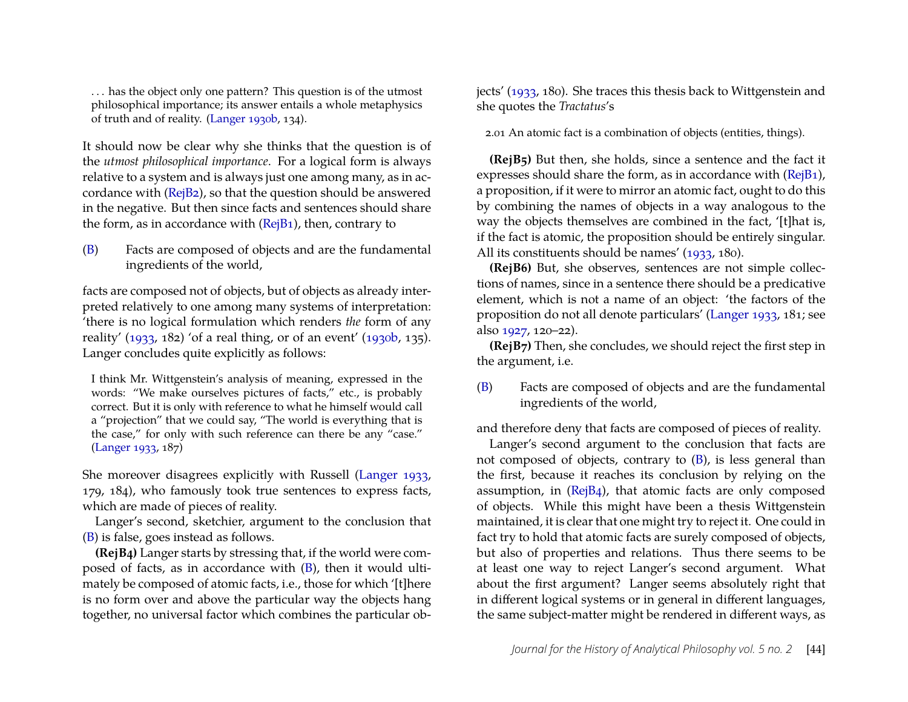> . . . has the object only one pattern? This question is of the utmost philosophical importance; its answer entails a whole metaphysics of truth and of reality. (Langer 1930b, 134).

It should now be clear why she thinks that the question is of the *utmost philosophical importance*. For a logical form is always relative to a system and is always just one among many, as in accordance with (RejB2), so that the question should be answered in the negative. But then since facts and sentences should share the form, as in accordance with (RejB1), then, contrary to

(B) Facts are composed of objects and are the fundamental ingredients of the world,

facts are composed not of objects, but of objects as already interpreted relatively to one among many systems of interpretation: 'there is no logical formulation which renders *the* form of any reality' (1933, 182) 'of a real thing, or of an event' (1930b, 135). Langer concludes quite explicitly as follows:

> I think Mr. Wittgenstein's analysis of meaning, expressed in the words: "We make ourselves pictures of facts," etc., is probably correct. But it is only with reference to what he himself would call a "projection" that we could say, "The world is everything that is the case," for only with such reference can there be any "case." (Langer 1933, 187)

She moreover disagrees explicitly with Russell (Langer 1933, 179, 184), who famously took true sentences to express facts, which are made of pieces of reality.

Langer's second, sketchier, argument to the conclusion that (B) is false, goes instead as follows.

**(RejB4)** Langer starts by stressing that, if the world were composed of facts, as in accordance with (B), then it would ultimately be composed of atomic facts, i.e., those for which '[t]here is no form over and above the particular way the objects hang together, no universal factor which combines the particular objects' (1933, 180). She traces this thesis back to Wittgenstein and she quotes the *Tractatus*'s

> 2.01 An atomic fact is a combination of objects (entities, things).

**(RejB5)** But then, she holds, since a sentence and the fact it expresses should share the form, as in accordance with (RejB1), a proposition, if it were to mirror an atomic fact, ought to do this by combining the names of objects in a way analogous to the way the objects themselves are combined in the fact, '[t]hat is, if the fact is atomic, the proposition should be entirely singular. All its constituents should be names' (1933, 180).

**(RejB6)** But, she observes, sentences are not simple collections of names, since in a sentence there should be a predicative element, which is not a name of an object: 'the factors of the proposition do not all denote particulars' (Langer 1933, 181; see also 1927, 120–22).

**(RejB7)** Then, she concludes, we should reject the first step in the argument, i.e.

(B) Facts are composed of objects and are the fundamental ingredients of the world,

and therefore deny that facts are composed of pieces of reality.

Langer's second argument to the conclusion that facts are not composed of objects, contrary to (B), is less general than the first, because it reaches its conclusion by relying on the assumption, in (RejB4), that atomic facts are only composed of objects. While this might have been a thesis Wittgenstein maintained, it is clear that one might try to reject it. One could in fact try to hold that atomic facts are surely composed of objects, but also of properties and relations. Thus there seems to be at least one way to reject Langer's second argument. What about the first argument? Langer seems absolutely right that in different logical systems or in general in different languages, the same subject-matter might be rendered in different ways, as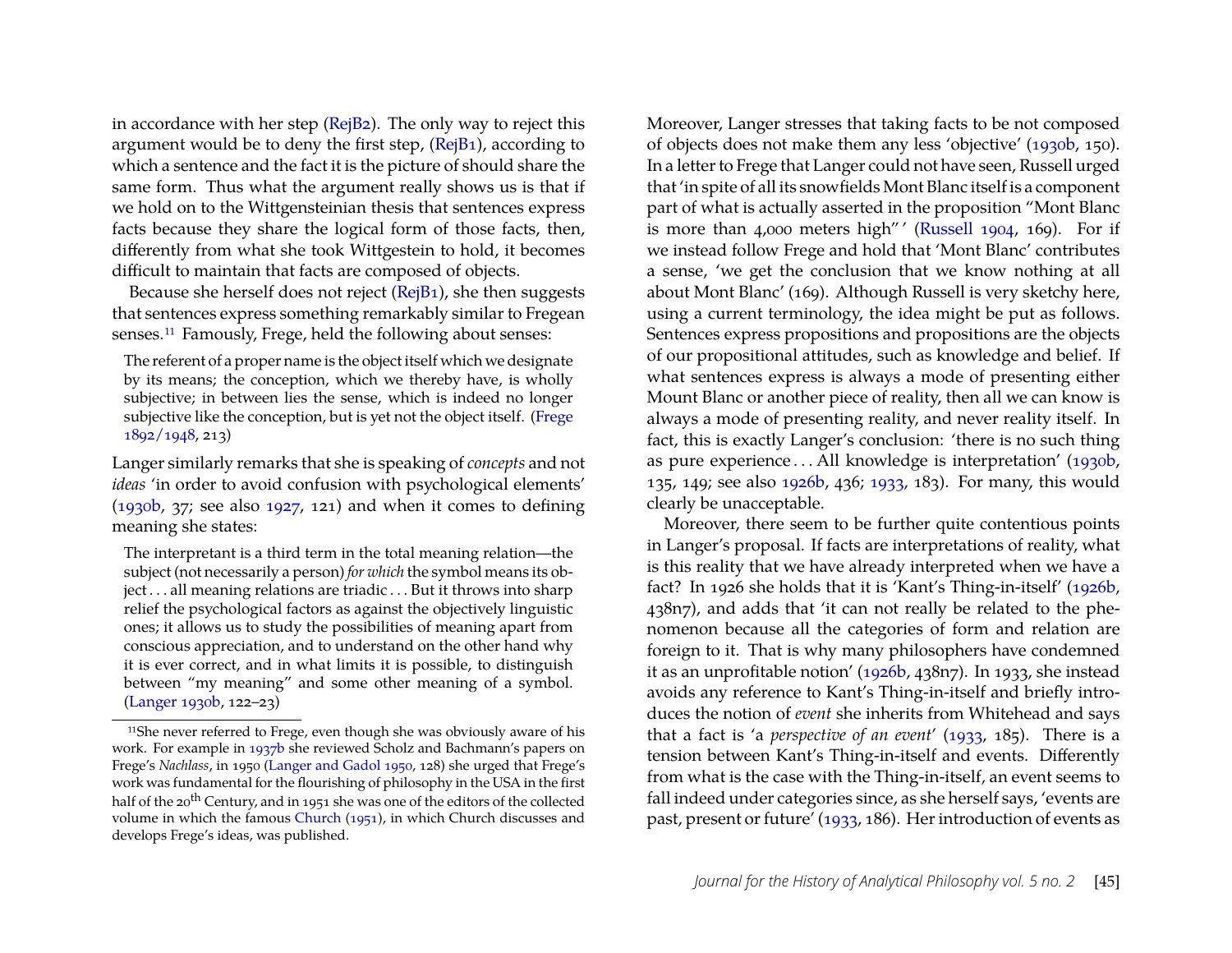in accordance with her step (RejB2). The only way to reject this argument would be to deny the first step, (RejB1), according to which a sentence and the fact it is the picture of should share the same form. Thus what the argument really shows us is that if we hold on to the Wittgensteinian thesis that sentences express facts because they share the logical form of those facts, then, differently from what she took Wittgestein to hold, it becomes difficult to maintain that facts are composed of objects.

Because she herself does not reject (RejB1), she then suggests that sentences express something remarkably similar to Fregean senses.[11] Famously, Frege, held the following about senses:

> The referent of a proper name is the object itself which we designate by its means; the conception, which we thereby have, is wholly subjective; in between lies the sense, which is indeed no longer subjective like the conception, but is yet not the object itself. (Frege 1892/1948, 213)

Langer similarly remarks that she is speaking of *concepts* and not *ideas* 'in order to avoid confusion with psychological elements' (1930b, 37; see also 1927, 121) and when it comes to defining meaning she states:

> The interpretant is a third term in the total meaning relation—the subject (not necessarily a person) *for which* the symbol means its object . . . all meaning relations are triadic . . . But it throws into sharp relief the psychological factors as against the objectively linguistic ones; it allows us to study the possibilities of meaning apart from conscious appreciation, and to understand on the other hand why it is ever correct, and in what limits it is possible, to distinguish between "my meaning" and some other meaning of a symbol. (Langer 1930b, 122–23)

Moreover, Langer stresses that taking facts to be not composed of objects does not make them any less 'objective' (1930b, 150). In a letter to Frege that Langer could not have seen, Russell urged that 'in spite of all its snowfields Mont Blanc itself is a component part of what is actually asserted in the proposition "Mont Blanc is more than 4,000 meters high"' (Russell 1904, 169). For if we instead follow Frege and hold that 'Mont Blanc' contributes a sense, 'we get the conclusion that we know nothing at all about Mont Blanc' (169). Although Russell is very sketchy here, using a current terminology, the idea might be put as follows. Sentences express propositions and propositions are the objects of our propositional attitudes, such as knowledge and belief. If what sentences express is always a mode of presenting either Mount Blanc or another piece of reality, then all we can know is always a mode of presenting reality, and never reality itself. In fact, this is exactly Langer's conclusion: 'there is no such thing as pure experience . . . All knowledge is interpretation' (1930b, 135, 149; see also 1926b, 436; 1933, 183). For many, this would clearly be unacceptable.

Moreover, there seem to be further quite contentious points in Langer's proposal. If facts are interpretations of reality, what is this reality that we have already interpreted when we have a fact? In 1926 she holds that it is 'Kant's Thing-in-itself' (1926b, 438n7), and adds that 'it can not really be related to the phenomenon because all the categories of form and relation are foreign to it. That is why many philosophers have condemned it as an unprofitable notion' (1926b, 438n7). In 1933, she instead avoids any reference to Kant's Thing-in-itself and briefly introduces the notion of *event* she inherits from Whitehead and says that a fact is 'a *perspective of an event*' (1933, 185). There is a tension between Kant's Thing-in-itself and events. Differently from what is the case with the Thing-in-itself, an event seems to fall indeed under categories since, as she herself says, 'events are past, present or future' (1933, 186). Her introduction of events as

---

[11] She never referred to Frege, even though she was obviously aware of his work. For example in 1937b she reviewed Scholz and Bachmann's papers on Frege's *Nachlass*, in 1950 (Langer and Gadol 1950, 128) she urged that Frege's work was fundamental for the flourishing of philosophy in the USA in the first half of the 20th Century, and in 1951 she was one of the editors of the collected volume in which the famous Church (1951), in which Church discusses and develops Frege's ideas, was published.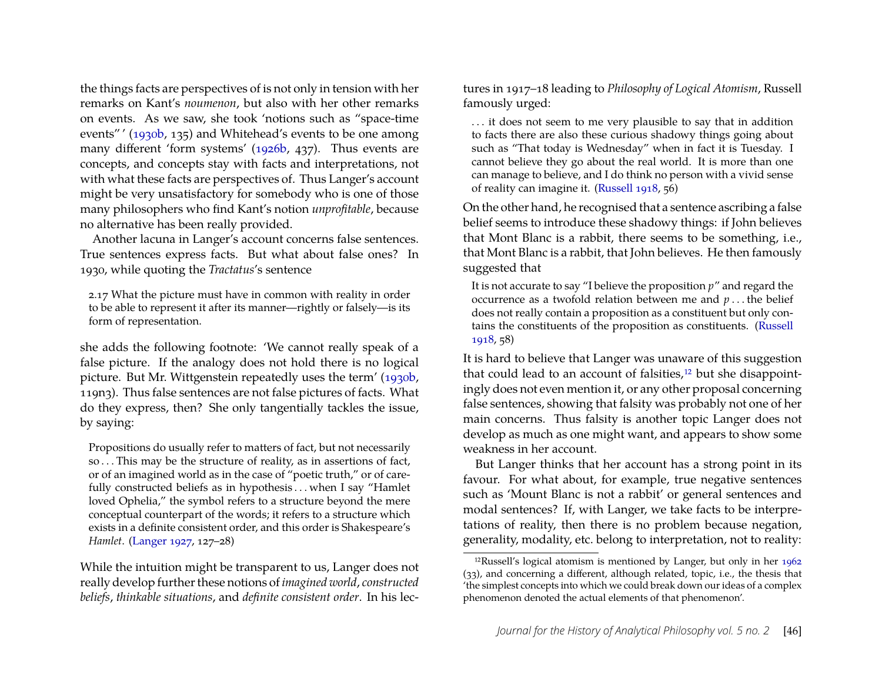the things facts are perspectives of is not only in tension with her remarks on Kant's *noumenon*, but also with her other remarks on events. As we saw, she took 'notions such as "space-time events" ' (1930b, 135) and Whitehead's events to be one among many different 'form systems' (1926b, 437). Thus events are concepts, and concepts stay with facts and interpretations, not with what these facts are perspectives of. Thus Langer's account might be very unsatisfactory for somebody who is one of those many philosophers who find Kant's notion *unprofitable*, because no alternative has been really provided.

Another lacuna in Langer's account concerns false sentences. True sentences express facts. But what about false ones? In 1930, while quoting the *Tractatus*'s sentence

> 2.17 What the picture must have in common with reality in order to be able to represent it after its manner—rightly or falsely—is its form of representation.

she adds the following footnote: 'We cannot really speak of a false picture. If the analogy does not hold there is no logical picture. But Mr. Wittgenstein repeatedly uses the term' (1930b, 119n3). Thus false sentences are not false pictures of facts. What do they express, then? She only tangentially tackles the issue, by saying:

> Propositions do usually refer to matters of fact, but not necessarily so . . . This may be the structure of reality, as in assertions of fact, or of an imagined world as in the case of "poetic truth," or of carefully constructed beliefs as in hypothesis . . . when I say "Hamlet loved Ophelia," the symbol refers to a structure beyond the mere conceptual counterpart of the words; it refers to a structure which exists in a definite consistent order, and this order is Shakespeare's *Hamlet*. (Langer 1927, 127–28)

While the intuition might be transparent to us, Langer does not really develop further these notions of *imagined world*, *constructed beliefs*, *thinkable situations*, and *definite consistent order*. In his lectures in 1917–18 leading to *Philosophy of Logical Atomism*, Russell famously urged:

> . . . it does not seem to me very plausible to say that in addition to facts there are also these curious shadowy things going about such as "That today is Wednesday" when in fact it is Tuesday. I cannot believe they go about the real world. It is more than one can manage to believe, and I do think no person with a vivid sense of reality can imagine it. (Russell 1918, 56)

On the other hand, he recognised that a sentence ascribing a false belief seems to introduce these shadowy things: if John believes that Mont Blanc is a rabbit, there seems to be something, i.e., that Mont Blanc is a rabbit, that John believes. He then famously suggested that

> It is not accurate to say "I believe the proposition *p*" and regard the occurrence as a twofold relation between me and *p* . . . the belief does not really contain a proposition as a constituent but only contains the constituents of the proposition as constituents. (Russell 1918, 58)

It is hard to believe that Langer was unaware of this suggestion that could lead to an account of falsities,[12] but she disappointingly does not even mention it, or any other proposal concerning false sentences, showing that falsity was probably not one of her main concerns. Thus falsity is another topic Langer does not develop as much as one might want, and appears to show some weakness in her account.

But Langer thinks that her account has a strong point in its favour. For what about, for example, true negative sentences such as 'Mount Blanc is not a rabbit' or general sentences and modal sentences? If, with Langer, we take facts to be interpretations of reality, then there is no problem because negation, generality, modality, etc. belong to interpretation, not to reality:

[12] Russell's logical atomism is mentioned by Langer, but only in her 1962 (33), and concerning a different, although related, topic, i.e., the thesis that 'the simplest concepts into which we could break down our ideas of a complex phenomenon denoted the actual elements of that phenomenon'.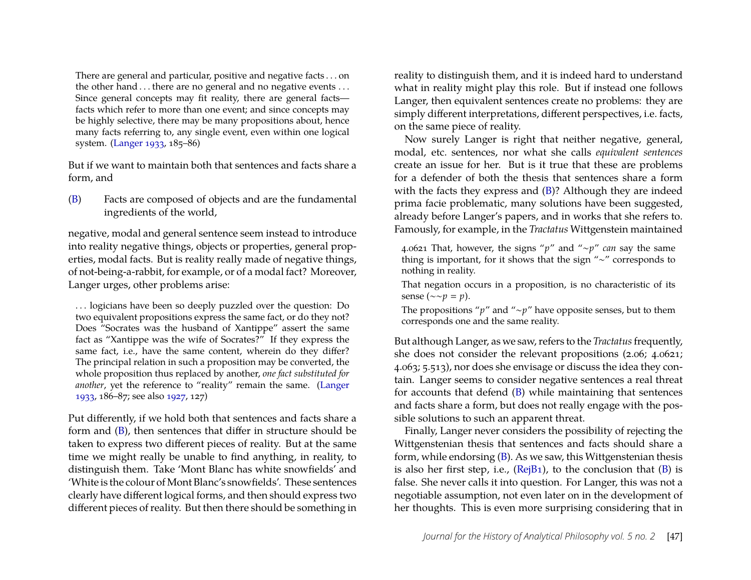> There are general and particular, positive and negative facts . . . on the other hand . . . there are no general and no negative events . . . Since general concepts may fit reality, there are general facts—facts which refer to more than one event; and since concepts may be highly selective, there may be many propositions about, hence many facts referring to, any single event, even within one logical system. (Langer 1933, 185–86)

But if we want to maintain both that sentences and facts share a form, and

(B) Facts are composed of objects and are the fundamental ingredients of the world,

negative, modal and general sentence seem instead to introduce into reality negative things, objects or properties, general properties, modal facts. But is reality really made of negative things, of not-being-a-rabbit, for example, or of a modal fact? Moreover, Langer urges, other problems arise:

> . . . logicians have been so deeply puzzled over the question: Do two equivalent propositions express the same fact, or do they not? Does "Socrates was the husband of Xantippe" assert the same fact as "Xantippe was the wife of Socrates?" If they express the same fact, i.e., have the same content, wherein do they differ? The principal relation in such a proposition may be converted, the whole proposition thus replaced by another, *one fact substituted for another*, yet the reference to "reality" remain the same. (Langer 1933, 186–87; see also 1927, 127)

Put differently, if we hold both that sentences and facts share a form and (B), then sentences that differ in structure should be taken to express two different pieces of reality. But at the same time we might really be unable to find anything, in reality, to distinguish them. Take 'Mont Blanc has white snowfields' and 'White is the colour of Mont Blanc's snowfields'. These sentences clearly have different logical forms, and then should express two different pieces of reality. But then there should be something in reality to distinguish them, and it is indeed hard to understand what in reality might play this role. But if instead one follows Langer, then equivalent sentences create no problems: they are simply different interpretations, different perspectives, i.e. facts, on the same piece of reality.

Now surely Langer is right that neither negative, general, modal, etc. sentences, nor what she calls *equivalent sentences* create an issue for her. But is it true that these are problems for a defender of both the thesis that sentences share a form with the facts they express and (B)? Although they are indeed prima facie problematic, many solutions have been suggested, already before Langer's papers, and in works that she refers to. Famously, for example, in the *Tractatus* Wittgenstein maintained

> 4.0621 That, however, the signs "$p$" and "$\sim p$" *can* say the same thing is important, for it shows that the sign "$\sim$" corresponds to nothing in reality.
>
> That negation occurs in a proposition, is no characteristic of its sense ($\sim\sim p = p$).
>
> The propositions "$p$" and "$\sim p$" have opposite senses, but to them corresponds one and the same reality.

But although Langer, as we saw, refers to the *Tractatus* frequently, she does not consider the relevant propositions (2.06; 4.0621; 4.063; 5.513), nor does she envisage or discuss the idea they contain. Langer seems to consider negative sentences a real threat for accounts that defend (B) while maintaining that sentences and facts share a form, but does not really engage with the possible solutions to such an apparent threat.

Finally, Langer never considers the possibility of rejecting the Wittgenstenian thesis that sentences and facts should share a form, while endorsing (B). As we saw, this Wittgenstenian thesis is also her first step, i.e., (RejB1), to the conclusion that (B) is false. She never calls it into question. For Langer, this was not a negotiable assumption, not even later on in the development of her thoughts. This is even more surprising considering that in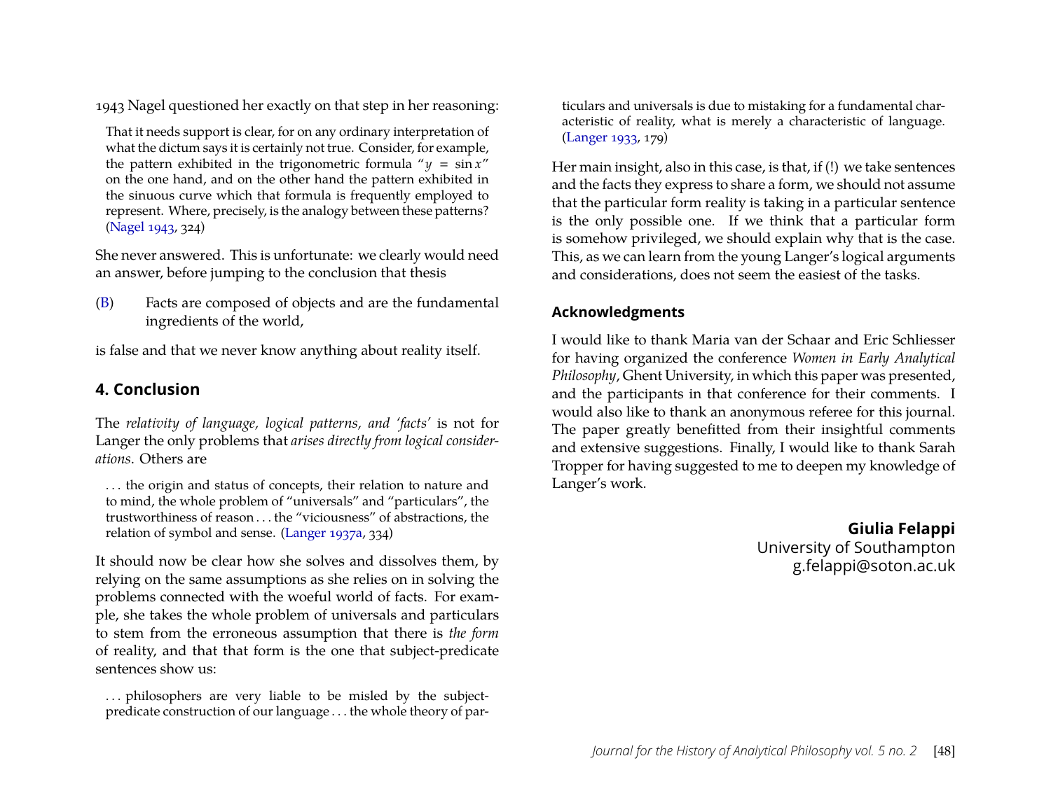1943 Nagel questioned her exactly on that step in her reasoning:

> That it needs support is clear, for on any ordinary interpretation of what the dictum says it is certainly not true. Consider, for example, the pattern exhibited in the trigonometric formula "$y = \sin x$" on the one hand, and on the other hand the pattern exhibited in the sinuous curve which that formula is frequently employed to represent. Where, precisely, is the analogy between these patterns? (Nagel 1943, 324)

She never answered. This is unfortunate: we clearly would need an answer, before jumping to the conclusion that thesis

(B) Facts are composed of objects and are the fundamental ingredients of the world,

is false and that we never know anything about reality itself.

## 4. Conclusion

The *relativity of language, logical patterns, and 'facts'* is not for Langer the only problems that *arises directly from logical considerations*. Others are

> . . . the origin and status of concepts, their relation to nature and to mind, the whole problem of "universals" and "particulars", the trustworthiness of reason . . . the "viciousness" of abstractions, the relation of symbol and sense. (Langer 1937a, 334)

It should now be clear how she solves and dissolves them, by relying on the same assumptions as she relies on in solving the problems connected with the woeful world of facts. For example, she takes the whole problem of universals and particulars to stem from the erroneous assumption that there is *the form* of reality, and that that form is the one that subject-predicate sentences show us:

> . . . philosophers are very liable to be misled by the subject-predicate construction of our language . . . the whole theory of particulars and universals is due to mistaking for a fundamental characteristic of reality, what is merely a characteristic of language. (Langer 1933, 179)

Her main insight, also in this case, is that, if (!) we take sentences and the facts they express to share a form, we should not assume that the particular form reality is taking in a particular sentence is the only possible one. If we think that a particular form is somehow privileged, we should explain why that is the case. This, as we can learn from the young Langer's logical arguments and considerations, does not seem the easiest of the tasks.

### Acknowledgments

I would like to thank Maria van der Schaar and Eric Schliesser for having organized the conference *Women in Early Analytical Philosophy*, Ghent University, in which this paper was presented, and the participants in that conference for their comments. I would also like to thank an anonymous referee for this journal. The paper greatly benefitted from their insightful comments and extensive suggestions. Finally, I would like to thank Sarah Tropper for having suggested to me to deepen my knowledge of Langer's work.

**Giulia Felappi**
University of Southampton
g.felappi@soton.ac.uk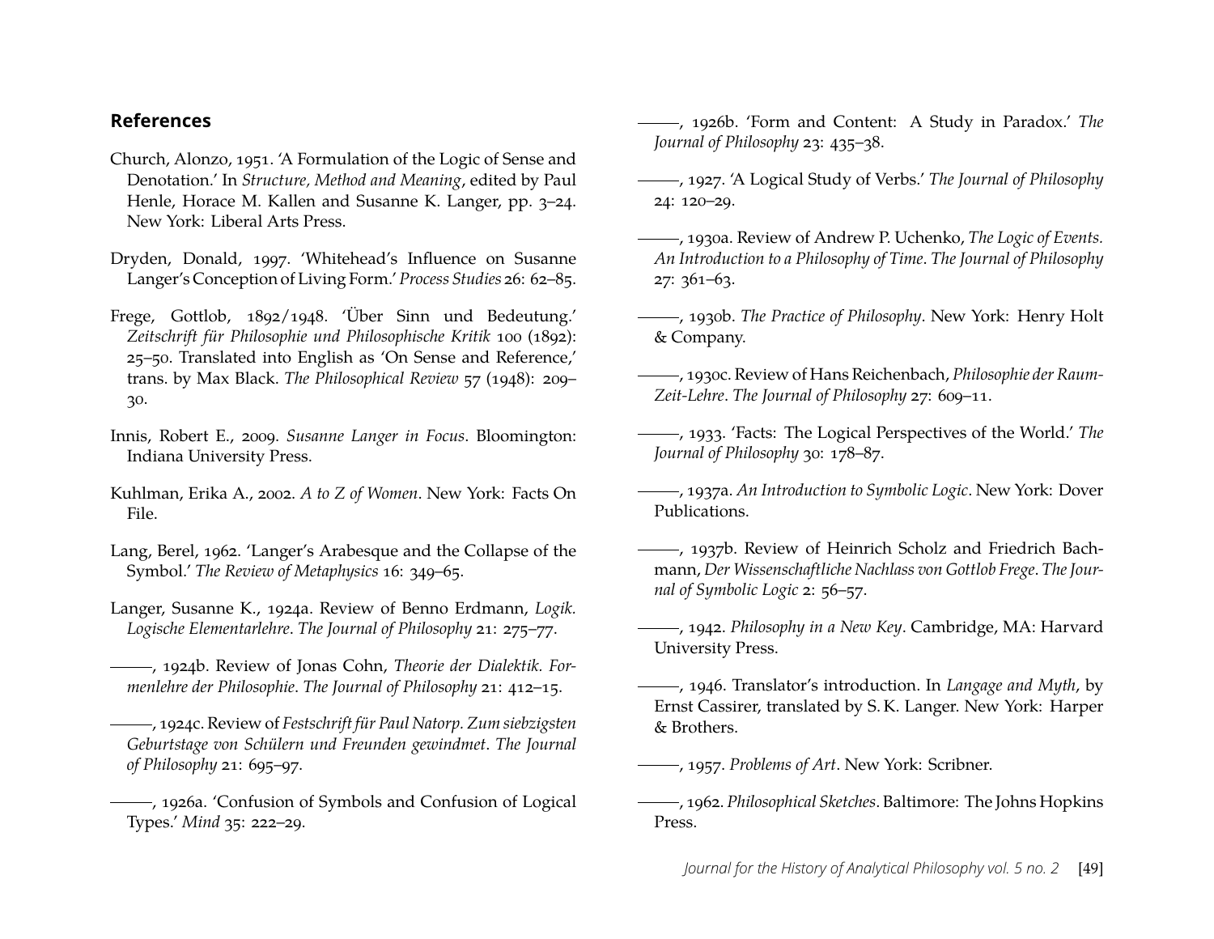## References

Church, Alonzo, 1951. 'A Formulation of the Logic of Sense and Denotation.' In *Structure, Method and Meaning*, edited by Paul Henle, Horace M. Kallen and Susanne K. Langer, pp. 3–24. New York: Liberal Arts Press.

Dryden, Donald, 1997. 'Whitehead's Influence on Susanne Langer's Conception of Living Form.' *Process Studies* 26: 62–85.

Frege, Gottlob, 1892/1948. 'Über Sinn und Bedeutung.' *Zeitschrift für Philosophie und Philosophische Kritik* 100 (1892): 25–50. Translated into English as 'On Sense and Reference,' trans. by Max Black. *The Philosophical Review* 57 (1948): 209–30.

Innis, Robert E., 2009. *Susanne Langer in Focus*. Bloomington: Indiana University Press.

Kuhlman, Erika A., 2002. *A to Z of Women*. New York: Facts On File.

Lang, Berel, 1962. 'Langer's Arabesque and the Collapse of the Symbol.' *The Review of Metaphysics* 16: 349–65.

Langer, Susanne K., 1924a. Review of Benno Erdmann, *Logik. Logische Elementarlehre*. *The Journal of Philosophy* 21: 275–77.

———, 1924b. Review of Jonas Cohn, *Theorie der Dialektik. Formenlehre der Philosophie*. *The Journal of Philosophy* 21: 412–15.

———, 1924c. Review of *Festschrift für Paul Natorp. Zum siebzigsten Geburtstage von Schülern und Freunden gewindmet*. *The Journal of Philosophy* 21: 695–97.

———, 1926a. 'Confusion of Symbols and Confusion of Logical Types.' *Mind* 35: 222–29.

———, 1926b. 'Form and Content: A Study in Paradox.' *The Journal of Philosophy* 23: 435–38.

———, 1927. 'A Logical Study of Verbs.' *The Journal of Philosophy* 24: 120–29.

———, 1930a. Review of Andrew P. Uchenko, *The Logic of Events. An Introduction to a Philosophy of Time*. *The Journal of Philosophy* 27: 361–63.

———, 1930b. *The Practice of Philosophy*. New York: Henry Holt & Company.

———, 1930c. Review of Hans Reichenbach, *Philosophie der Raum-Zeit-Lehre*. *The Journal of Philosophy* 27: 609–11.

———, 1933. 'Facts: The Logical Perspectives of the World.' *The Journal of Philosophy* 30: 178–87.

———, 1937a. *An Introduction to Symbolic Logic*. New York: Dover Publications.

———, 1937b. Review of Heinrich Scholz and Friedrich Bachmann, *Der Wissenschaftliche Nachlass von Gottlob Frege*. *The Journal of Symbolic Logic* 2: 56–57.

———, 1942. *Philosophy in a New Key*. Cambridge, MA: Harvard University Press.

———, 1946. Translator's introduction. In *Langage and Myth*, by Ernst Cassirer, translated by S. K. Langer. New York: Harper & Brothers.

———, 1957. *Problems of Art*. New York: Scribner.

———, 1962. *Philosophical Sketches*. Baltimore: The Johns Hopkins Press.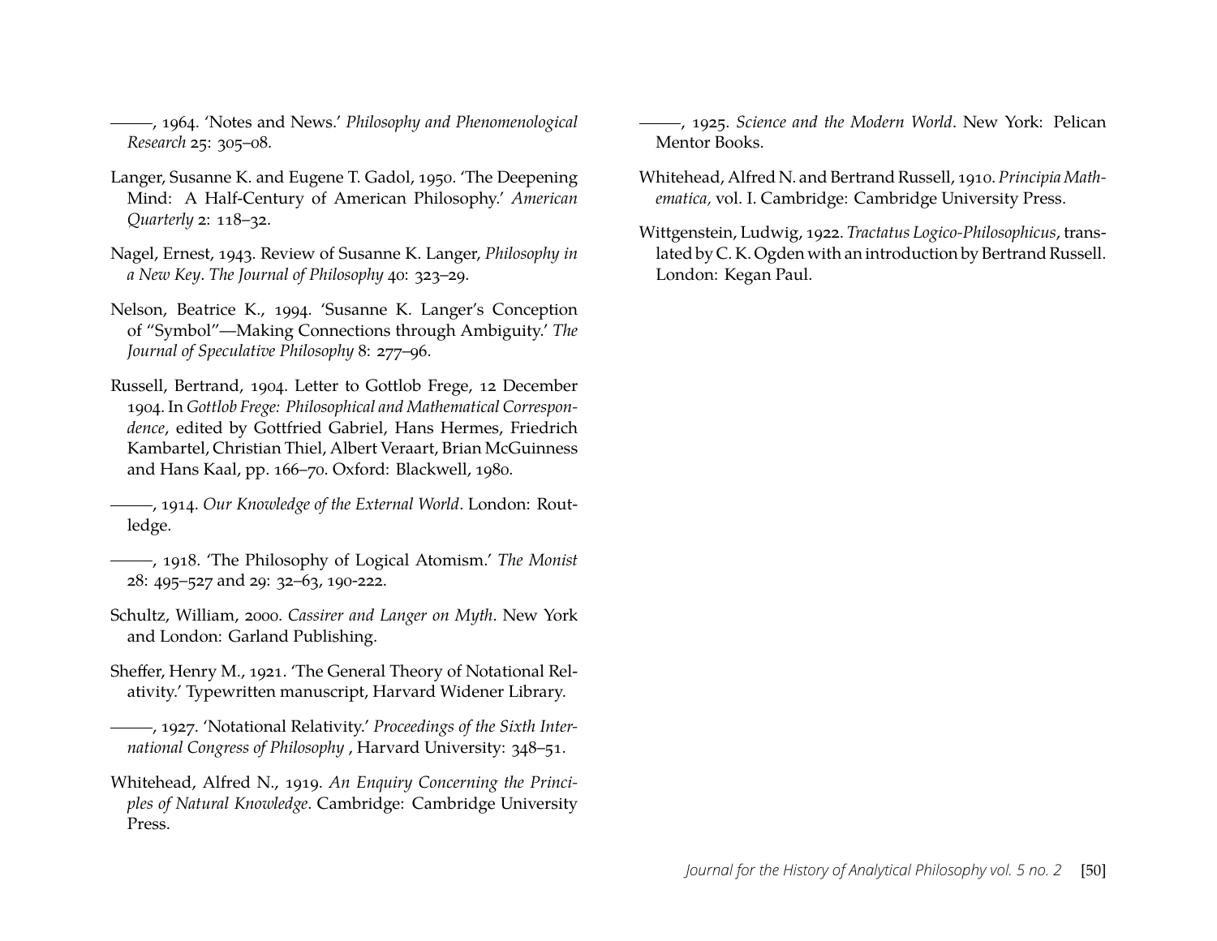———, 1964. 'Notes and News.' *Philosophy and Phenomenological Research* 25: 305–08.

Langer, Susanne K. and Eugene T. Gadol, 1950. 'The Deepening Mind: A Half-Century of American Philosophy.' *American Quarterly* 2: 118–32.

Nagel, Ernest, 1943. Review of Susanne K. Langer, *Philosophy in a New Key*. *The Journal of Philosophy* 40: 323–29.

Nelson, Beatrice K., 1994. 'Susanne K. Langer's Conception of "Symbol"—Making Connections through Ambiguity.' *The Journal of Speculative Philosophy* 8: 277–96.

Russell, Bertrand, 1904. Letter to Gottlob Frege, 12 December 1904. In *Gottlob Frege: Philosophical and Mathematical Correspondence*, edited by Gottfried Gabriel, Hans Hermes, Friedrich Kambartel, Christian Thiel, Albert Veraart, Brian McGuinness and Hans Kaal, pp. 166–70. Oxford: Blackwell, 1980.

———, 1914. *Our Knowledge of the External World*. London: Routledge.

———, 1918. 'The Philosophy of Logical Atomism.' *The Monist* 28: 495–527 and 29: 32–63, 190-222.

Schultz, William, 2000. *Cassirer and Langer on Myth*. New York and London: Garland Publishing.

Sheffer, Henry M., 1921. 'The General Theory of Notational Relativity.' Typewritten manuscript, Harvard Widener Library.

———, 1927. 'Notational Relativity.' *Proceedings of the Sixth International Congress of Philosophy* , Harvard University: 348–51.

Whitehead, Alfred N., 1919. *An Enquiry Concerning the Principles of Natural Knowledge*. Cambridge: Cambridge University Press.

———, 1925. *Science and the Modern World*. New York: Pelican Mentor Books.

Whitehead, Alfred N. and Bertrand Russell, 1910. *Principia Mathematica,* vol. I. Cambridge: Cambridge University Press.

Wittgenstein, Ludwig, 1922. *Tractatus Logico-Philosophicus*, translated by C. K. Ogden with an introduction by Bertrand Russell. London: Kegan Paul.